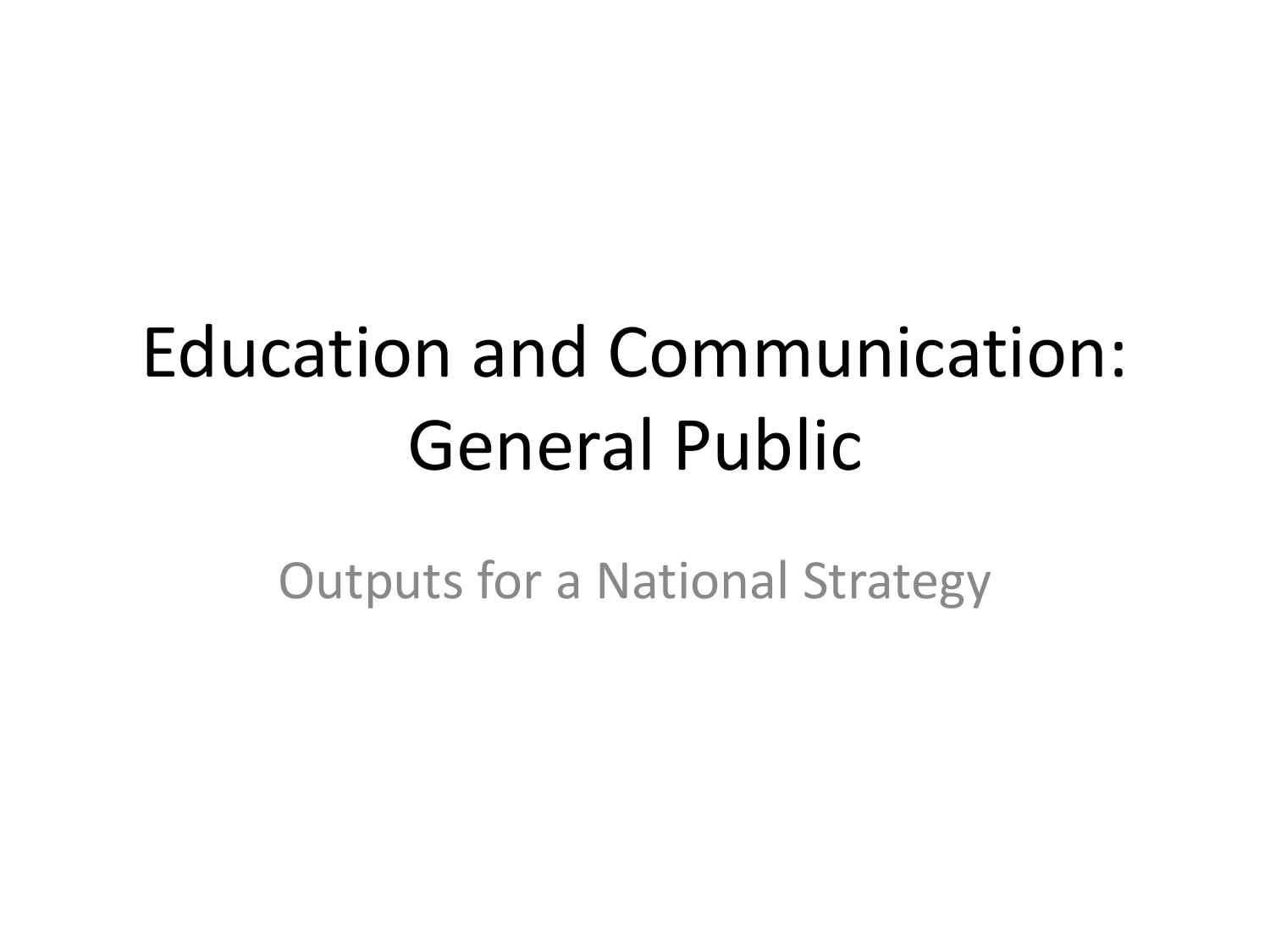# Education and Communication: General Public

Outputs for a National Strategy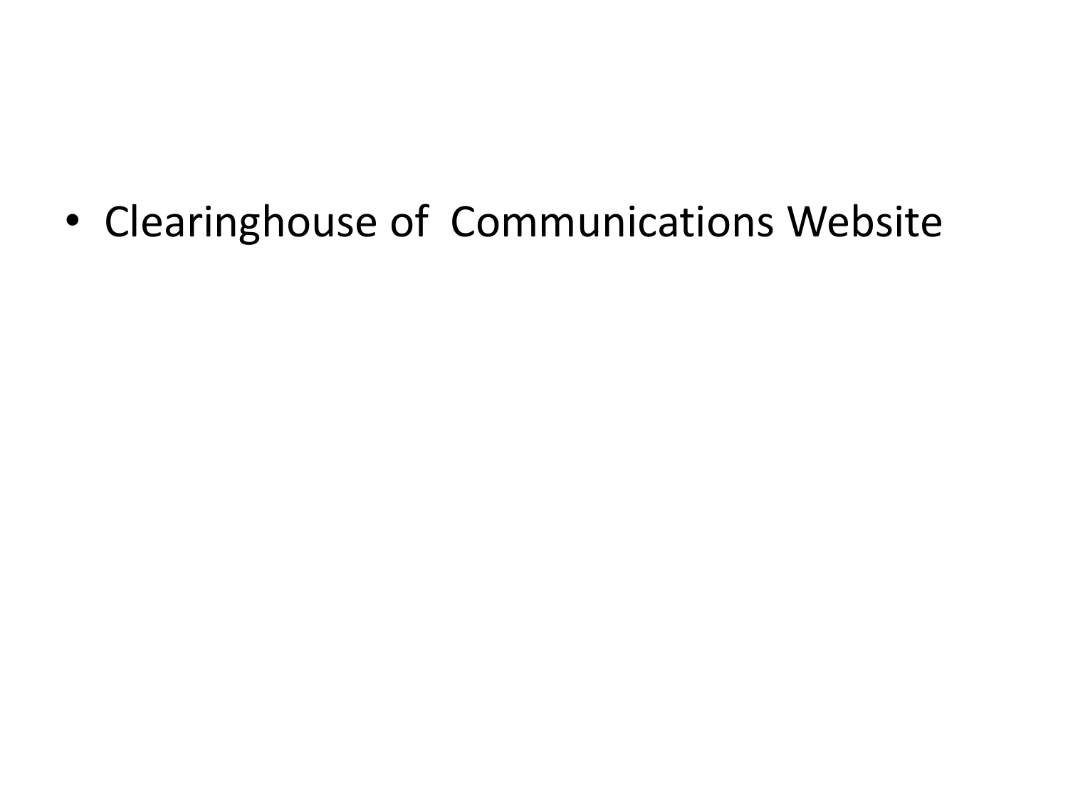- Clearinghouse of  Communications Website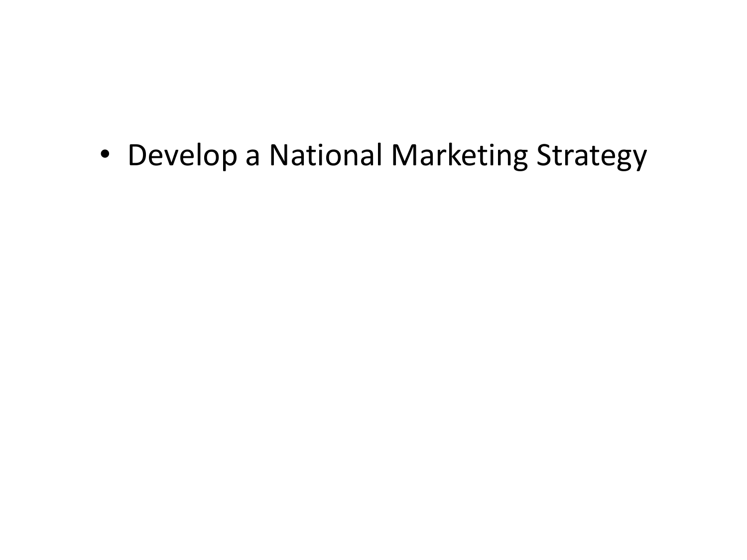- Develop a National Marketing Strategy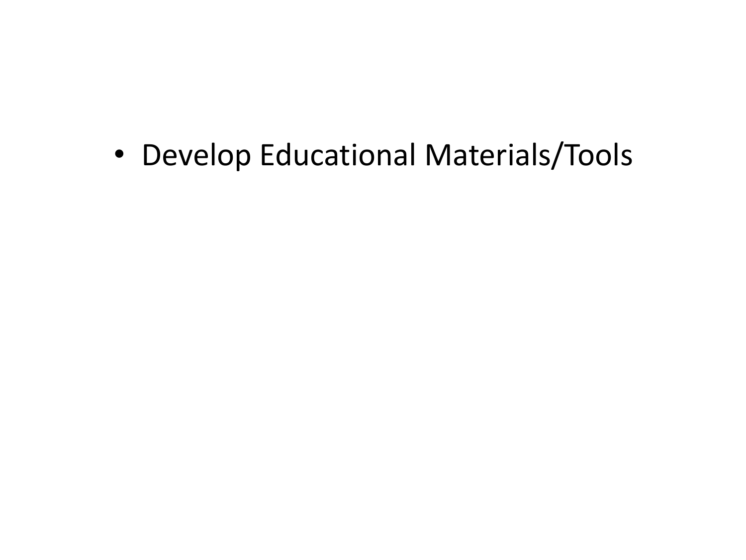- Develop Educational Materials/Tools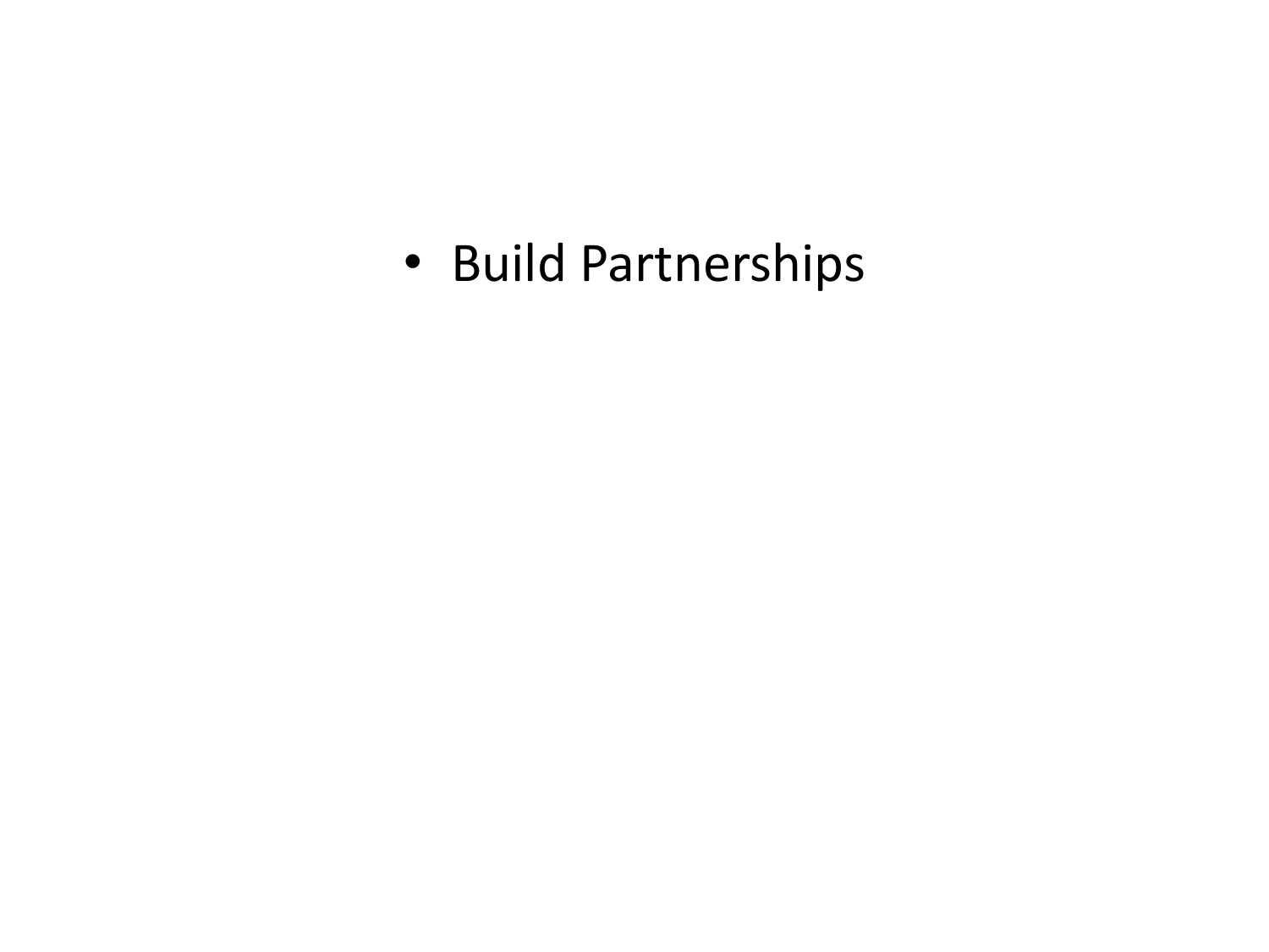- Build Partnerships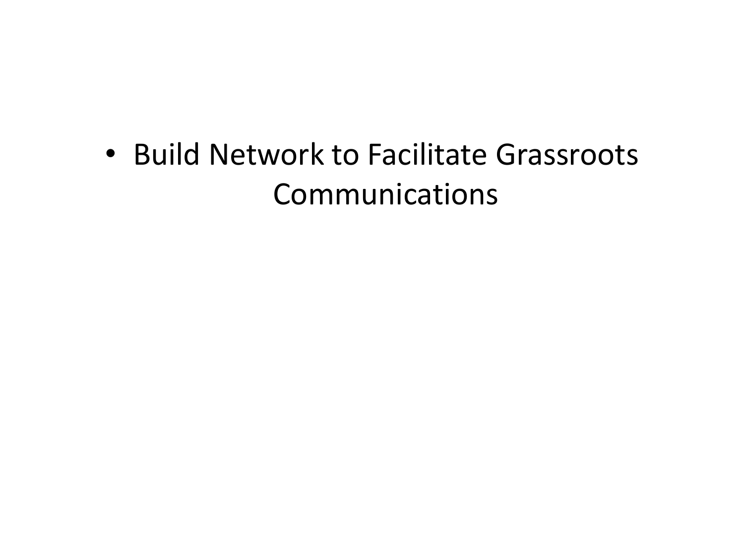- Build Network to Facilitate Grassroots Communications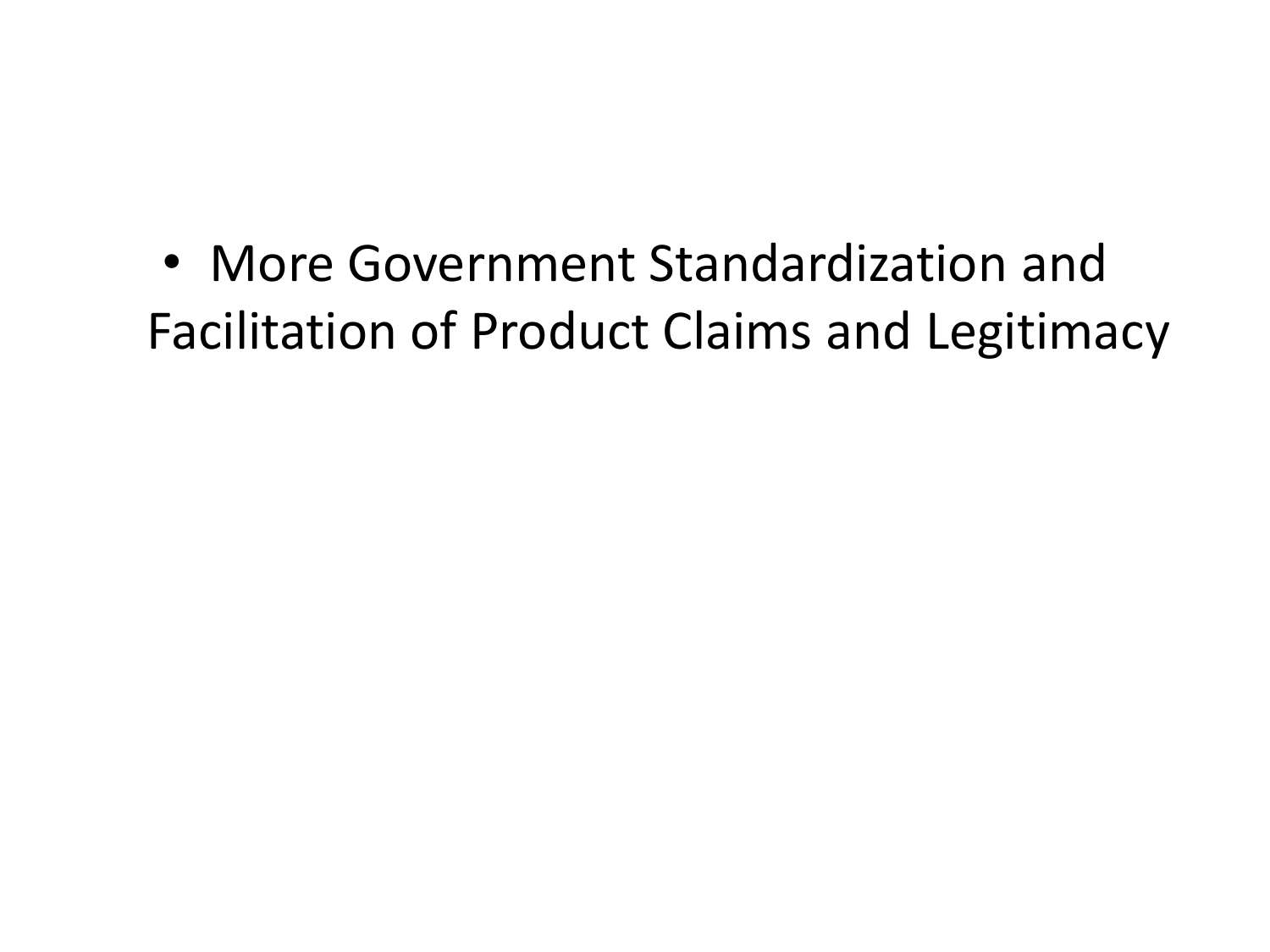- More Government Standardization and Facilitation of Product Claims and Legitimacy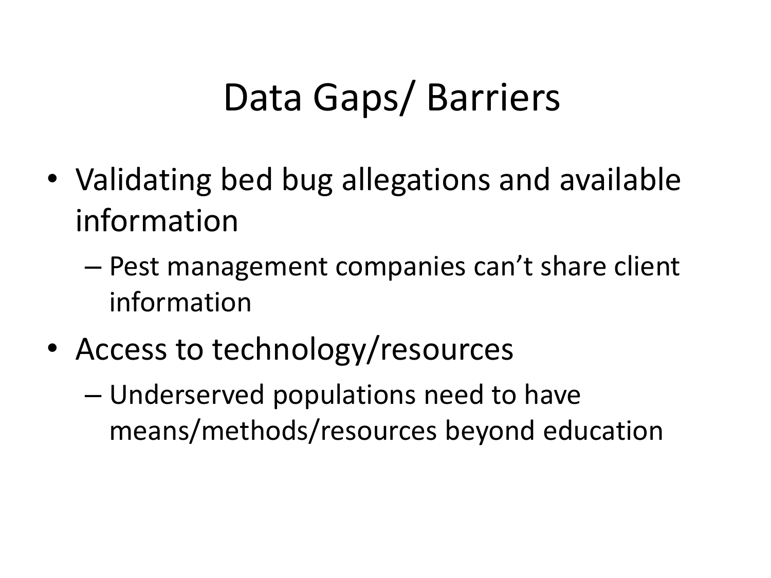# Data Gaps/ Barriers

- Validating bed bug allegations and available information
  - Pest management companies can’t share client information
- Access to technology/resources
  - Underserved populations need to have means/methods/resources beyond education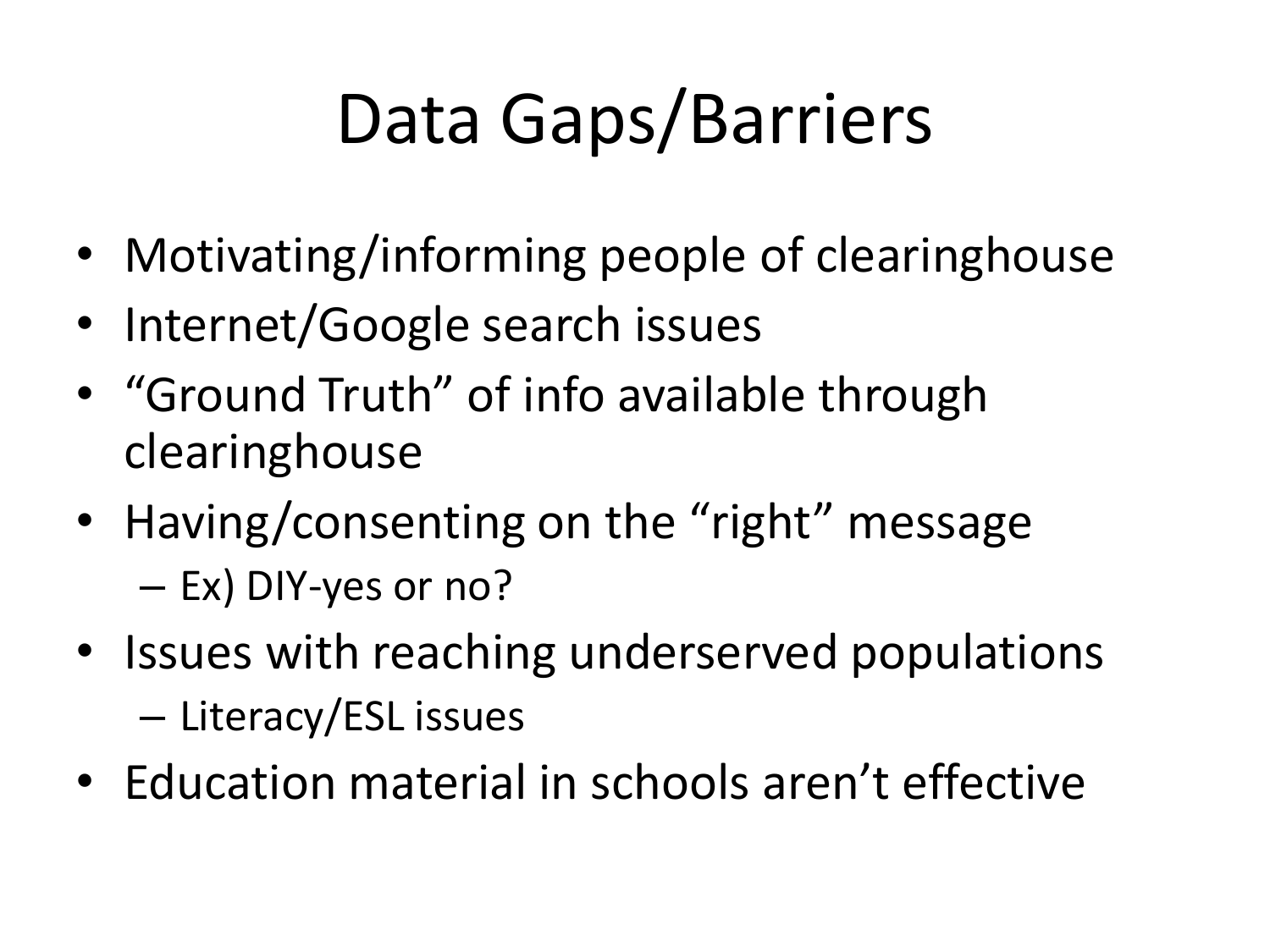# Data Gaps/Barriers

- Motivating/informing people of clearinghouse
- Internet/Google search issues
- "Ground Truth" of info available through clearinghouse
- Having/consenting on the "right" message
  - Ex) DIY-yes or no?
- Issues with reaching underserved populations
  - Literacy/ESL issues
- Education material in schools aren't effective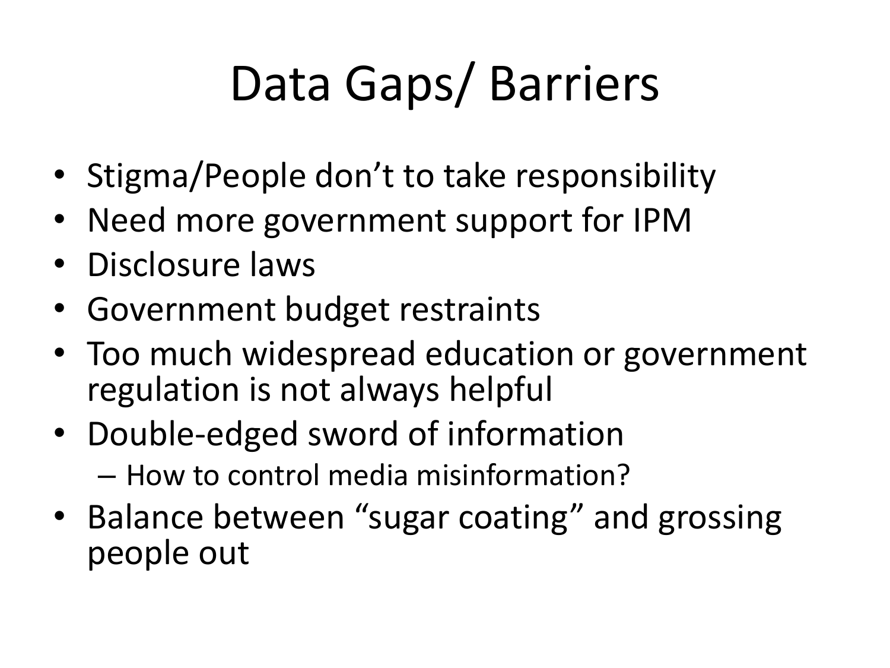# Data Gaps/ Barriers

- Stigma/People don't to take responsibility
- Need more government support for IPM
- Disclosure laws
- Government budget restraints
- Too much widespread education or government regulation is not always helpful
- Double-edged sword of information
  - How to control media misinformation?
- Balance between "sugar coating" and grossing people out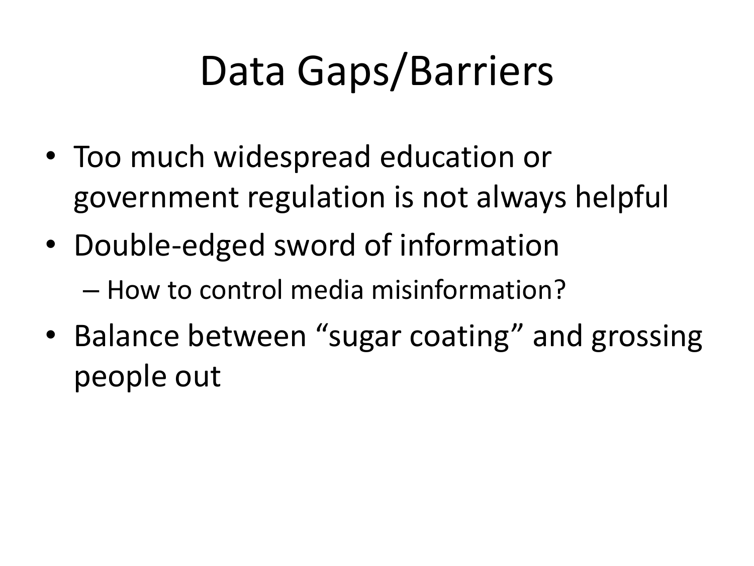# Data Gaps/Barriers

- Too much widespread education or government regulation is not always helpful
- Double-edged sword of information
  - How to control media misinformation?
- Balance between "sugar coating" and grossing people out